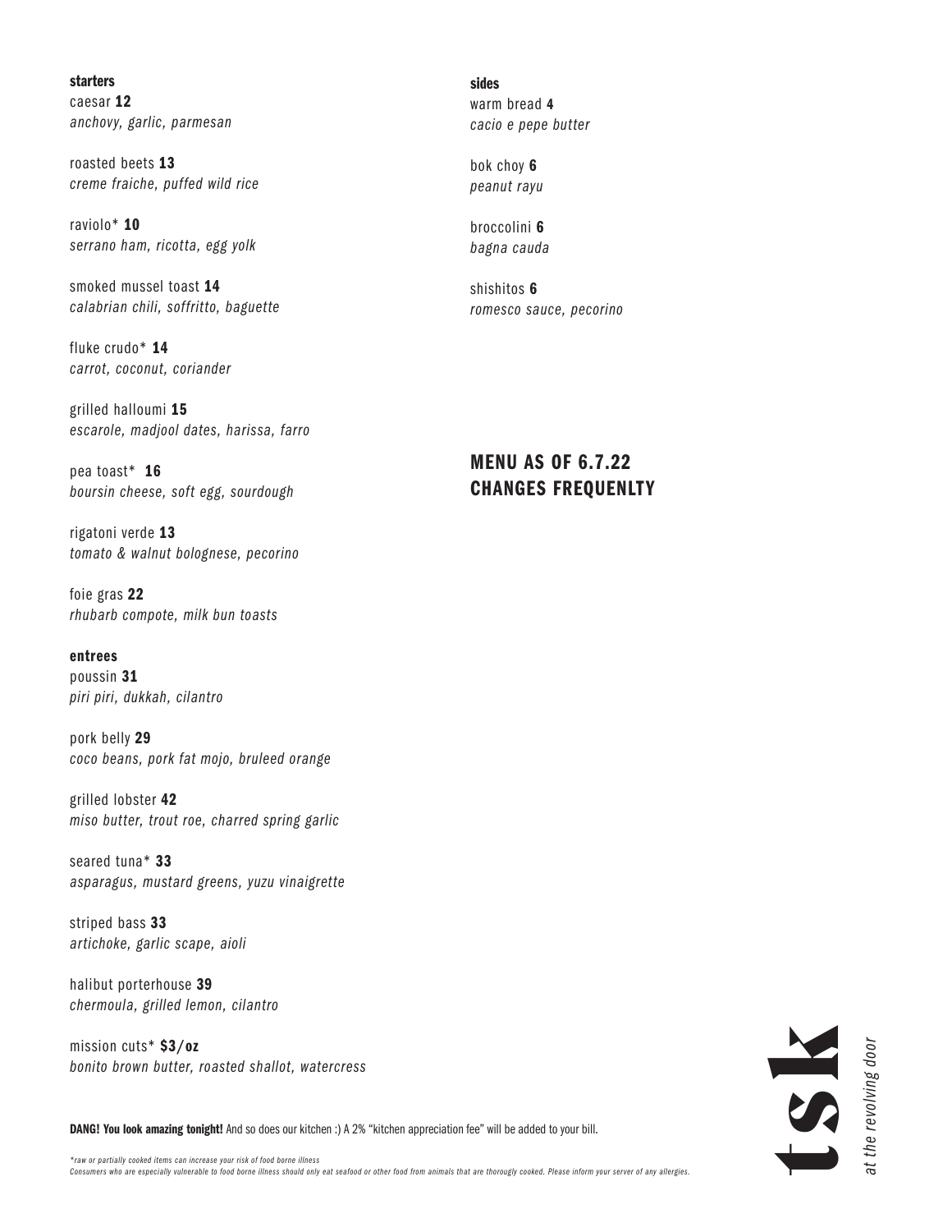## starters

caesar **12**
*anchovy, garlic, parmesan*

roasted beets **13**
*creme fraiche, puffed wild rice*

raviolo* **10**
*serrano ham, ricotta, egg yolk*

smoked mussel toast **14**
*calabrian chili, soffritto, baguette*

fluke crudo* **14**
*carrot, coconut, coriander*

grilled halloumi **15**
*escarole, madjool dates, harissa, farro*

pea toast* **16**
*boursin cheese, soft egg, sourdough*

rigatoni verde **13**
*tomato & walnut bolognese, pecorino*

foie gras **22**
*rhubarb compote, milk bun toasts*

## entrees

poussin **31**
*piri piri, dukkah, cilantro*

pork belly **29**
*coco beans, pork fat mojo, bruleed orange*

grilled lobster **42**
*miso butter, trout roe, charred spring garlic*

seared tuna* **33**
*asparagus, mustard greens, yuzu vinaigrette*

striped bass **33**
*artichoke, garlic scape, aioli*

halibut porterhouse **39**
*chermoula, grilled lemon, cilantro*

mission cuts* **$3/oz**
*bonito brown butter, roasted shallot, watercress*

## sides

warm bread **4**
*cacio e pepe butter*

bok choy **6**
*peanut rayu*

broccolini **6**
*bagna cauda*

shishitos **6**
*romesco sauce, pecorino*

**MENU AS OF 6.7.22**
**CHANGES FREQUENLTY**

**DANG! You look amazing tonight!** And so does our kitchen :) A 2% "kitchen appreciation fee" will be added to your bill.

*\*raw or partially cooked items can increase your risk of food borne illness*
*Consumers who are especially vulnerable to food borne illness should only eat seafood or other food from animals that are thorougly cooked. Please inform your server of any allergies.*

**tsk** *at the revolving door*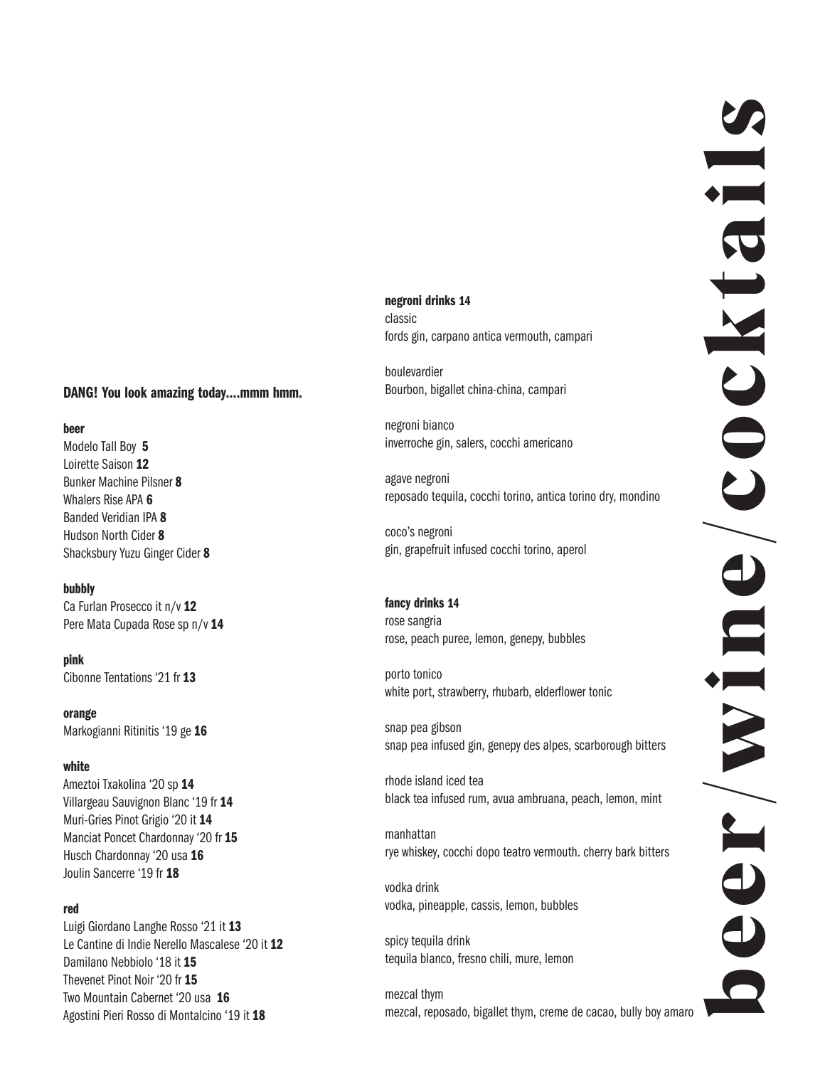# beer/wine/cocktails

**DANG! You look amazing today....mmm hmm.**

**beer**

Modelo Tall Boy **5**
Loirette Saison **12**
Bunker Machine Pilsner **8**
Whalers Rise APA **6**
Banded Veridian IPA **8**
Hudson North Cider **8**
Shacksbury Yuzu Ginger Cider **8**

**bubbly**

Ca Furlan Prosecco it n/v **12**
Pere Mata Cupada Rose sp n/v **14**

**pink**

Cibonne Tentations '21 fr **13**

**orange**

Markogianni Ritinitis '19 ge **16**

**white**

Ameztoi Txakolina '20 sp **14**
Villargeau Sauvignon Blanc '19 fr **14**
Muri-Gries Pinot Grigio '20 it **14**
Manciat Poncet Chardonnay '20 fr **15**
Husch Chardonnay '20 usa **16**
Joulin Sancerre '19 fr **18**

**red**

Luigi Giordano Langhe Rosso '21 it **13**
Le Cantine di Indie Nerello Mascalese '20 it **12**
Damilano Nebbiolo '18 it **15**
Thevenet Pinot Noir '20 fr **15**
Two Mountain Cabernet '20 usa **16**
Agostini Pieri Rosso di Montalcino '19 it **18**

**negroni drinks 14**

classic
fords gin, carpano antica vermouth, campari

boulevardier
Bourbon, bigallet china-china, campari

negroni bianco
inverroche gin, salers, cocchi americano

agave negroni
reposado tequila, cocchi torino, antica torino dry, mondino

coco's negroni
gin, grapefruit infused cocchi torino, aperol

**fancy drinks 14**

rose sangria
rose, peach puree, lemon, genepy, bubbles

porto tonico
white port, strawberry, rhubarb, elderflower tonic

snap pea gibson
snap pea infused gin, genepy des alpes, scarborough bitters

rhode island iced tea
black tea infused rum, avua ambruana, peach, lemon, mint

manhattan
rye whiskey, cocchi dopo teatro vermouth. cherry bark bitters

vodka drink
vodka, pineapple, cassis, lemon, bubbles

spicy tequila drink
tequila blanco, fresno chili, mure, lemon

mezcal thym
mezcal, reposado, bigallet thym, creme de cacao, bully boy amaro